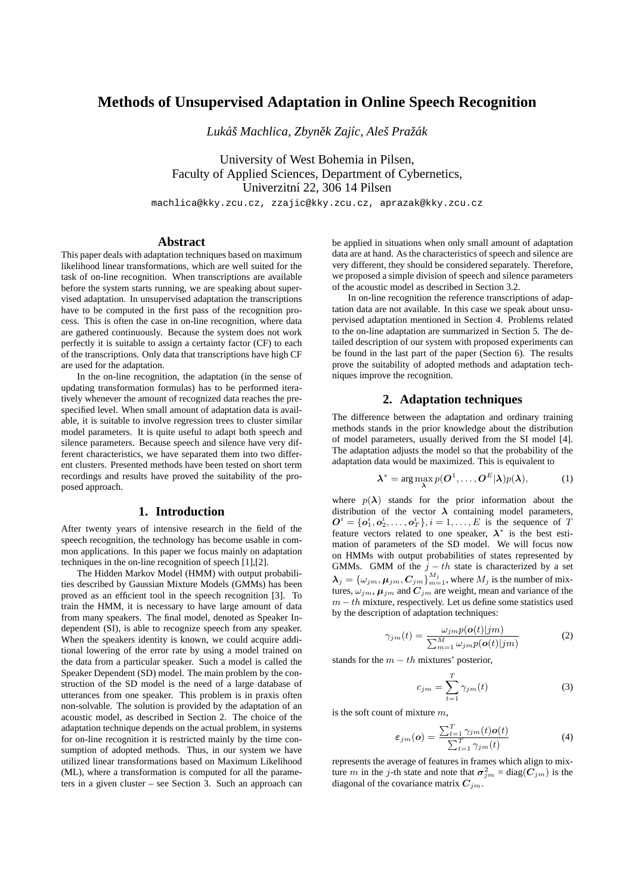# Methods of Unsupervised Adaptation in Online Speech Recognition

*Lukáš Machlica, Zbyněk Zajíc, Aleš Pražák*

University of West Bohemia in Pilsen,
Faculty of Applied Sciences, Department of Cybernetics,
Univerzitní 22, 306 14 Pilsen

machlica@kky.zcu.cz, zzajic@kky.zcu.cz, aprazak@kky.zcu.cz

## Abstract

This paper deals with adaptation techniques based on maximum likelihood linear transformations, which are well suited for the task of on-line recognition. When transcriptions are available before the system starts running, we are speaking about supervised adaptation. In unsupervised adaptation the transcriptions have to be computed in the first pass of the recognition process. This is often the case in on-line recognition, where data are gathered continuously. Because the system does not work perfectly it is suitable to assign a certainty factor (CF) to each of the transcriptions. Only data that transcriptions have high CF are used for the adaptation.

In the on-line recognition, the adaptation (in the sense of updating transformation formulas) has to be performed iteratively whenever the amount of recognized data reaches the prespecified level. When small amount of adaptation data is available, it is suitable to involve regression trees to cluster similar model parameters. It is quite useful to adapt both speech and silence parameters. Because speech and silence have very different characteristics, we have separated them into two different clusters. Presented methods have been tested on short term recordings and results have proved the suitability of the proposed approach.

## 1. Introduction

After twenty years of intensive research in the field of the speech recognition, the technology has become usable in common applications. In this paper we focus mainly on adaptation techniques in the on-line recognition of speech [1],[2].

The Hidden Markov Model (HMM) with output probabilities described by Gaussian Mixture Models (GMMs) has been proved as an efficient tool in the speech recognition [3]. To train the HMM, it is necessary to have large amount of data from many speakers. The final model, denoted as Speaker Independent (SI), is able to recognize speech from any speaker. When the speakers identity is known, we could acquire additional lowering of the error rate by using a model trained on the data from a particular speaker. Such a model is called the Speaker Dependent (SD) model. The main problem by the construction of the SD model is the need of a large database of utterances from one speaker. This problem is in praxis often non-solvable. The solution is provided by the adaptation of an acoustic model, as described in Section 2. The choice of the adaptation technique depends on the actual problem, in systems for on-line recognition it is restricted mainly by the time consumption of adopted methods. Thus, in our system we have utilized linear transformations based on Maximum Likelihood (ML), where a transformation is computed for all the parameters in a given cluster – see Section 3. Such an approach can be applied in situations when only small amount of adaptation data are at hand. As the characteristics of speech and silence are very different, they should be considered separately. Therefore, we proposed a simple division of speech and silence parameters of the acoustic model as described in Section 3.2.

In on-line recognition the reference transcriptions of adaptation data are not available. In this case we speak about unsupervised adaptation mentioned in Section 4. Problems related to the on-line adaptation are summarized in Section 5. The detailed description of our system with proposed experiments can be found in the last part of the paper (Section 6). The results prove the suitability of adopted methods and adaptation techniques improve the recognition.

## 2. Adaptation techniques

The difference between the adaptation and ordinary training methods stands in the prior knowledge about the distribution of model parameters, usually derived from the SI model [4]. The adaptation adjusts the model so that the probability of the adaptation data would be maximized. This is equivalent to

$$\boldsymbol{\lambda}^* = \arg\max_{\boldsymbol{\lambda}} p(\boldsymbol{O}^1, \ldots, \boldsymbol{O}^E|\boldsymbol{\lambda})p(\boldsymbol{\lambda}), \tag{1}$$

where $p(\boldsymbol{\lambda})$ stands for the prior information about the distribution of the vector $\boldsymbol{\lambda}$ containing model parameters, $\boldsymbol{O}^i = \{\boldsymbol{o}_1^i, \boldsymbol{o}_2^i, \ldots, \boldsymbol{o}_T^i\}, i = 1, \ldots, E$ is the sequence of $T$ feature vectors related to one speaker, $\boldsymbol{\lambda}^*$ is the best estimation of parameters of the SD model. We will focus now on HMMs with output probabilities of states represented by GMMs. GMM of the $j-th$ state is characterized by a set $\boldsymbol{\lambda}_j = \{\omega_{jm}, \boldsymbol{\mu}_{jm}, \boldsymbol{C}_{jm}\}_{m=1}^{M_j}$, where $M_j$ is the number of mixtures, $\omega_{jm}$, $\boldsymbol{\mu}_{jm}$ and $\boldsymbol{C}_{jm}$ are weight, mean and variance of the $m-th$ mixture, respectively. Let us define some statistics used by the description of adaptation techniques:

$$\gamma_{jm}(t) = \frac{\omega_{jm}p(\boldsymbol{o}(t)|jm)}{\sum_{m=1}^{M}\omega_{jm}p(\boldsymbol{o}(t)|jm)} \tag{2}$$

stands for the $m-th$ mixtures' posterior,

$$c_{jm} = \sum_{t=1}^{T}\gamma_{jm}(t) \tag{3}$$

is the soft count of mixture $m$,

$$\boldsymbol{\varepsilon}_{jm}(\boldsymbol{o}) = \frac{\sum_{t=1}^{T}\gamma_{jm}(t)\boldsymbol{o}(t)}{\sum_{t=1}^{T}\gamma_{jm}(t)} \tag{4}$$

represents the average of features in frames which align to mixture $m$ in the $j$-th state and note that $\boldsymbol{\sigma}_{jm}^2 = \text{diag}(\boldsymbol{C}_{jm})$ is the diagonal of the covariance matrix $\boldsymbol{C}_{jm}$.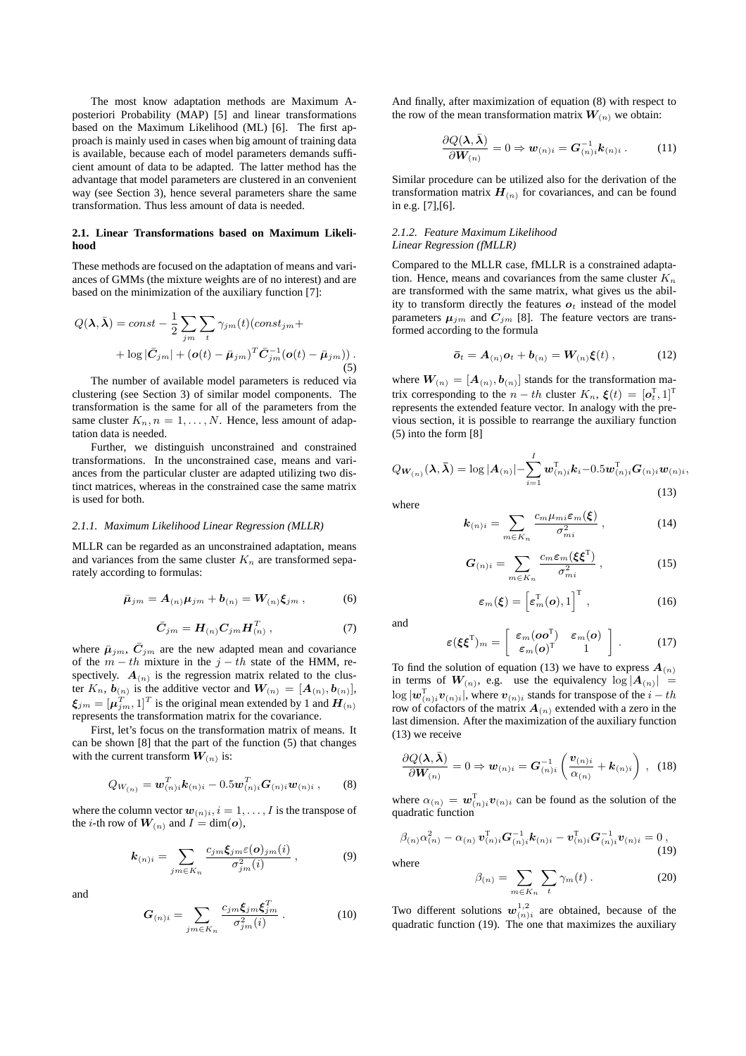The most know adaptation methods are Maximum A-posteriori Probability (MAP) [5] and linear transformations based on the Maximum Likelihood (ML) [6]. The first approach is mainly used in cases when big amount of training data is available, because each of model parameters demands sufficient amount of data to be adapted. The latter method has the advantage that model parameters are clustered in an convenient way (see Section 3), hence several parameters share the same transformation. Thus less amount of data is needed.

### 2.1. Linear Transformations based on Maximum Likelihood

These methods are focused on the adaptation of means and variances of GMMs (the mixture weights are of no interest) and are based on the minimization of the auxiliary function [7]:

$$Q(\boldsymbol{\lambda}, \bar{\boldsymbol{\lambda}}) = const - \frac{1}{2} \sum_{jm} \sum_{t} \gamma_{jm}(t)(const_{jm} + \\ + \log |\bar{\boldsymbol{C}}_{jm}| + (\boldsymbol{o}(t) - \bar{\boldsymbol{\mu}}_{jm})^T \bar{\boldsymbol{C}}_{jm}^{-1} (\boldsymbol{o}(t) - \bar{\boldsymbol{\mu}}_{jm})) . \tag{5}$$

The number of available model parameters is reduced via clustering (see Section 3) of similar model components. The transformation is the same for all of the parameters from the same cluster $K_n, n = 1, \ldots, N$. Hence, less amount of adaptation data is needed.

Further, we distinguish unconstrained and constrained transformations. In the unconstrained case, means and variances from the particular cluster are adapted utilizing two distinct matrices, whereas in the constrained case the same matrix is used for both.

#### 2.1.1. Maximum Likelihood Linear Regression (MLLR)

MLLR can be regarded as an unconstrained adaptation, means and variances from the same cluster $K_n$ are transformed separately according to formulas:

$$\bar{\boldsymbol{\mu}}_{jm} = \boldsymbol{A}_{(n)} \boldsymbol{\mu}_{jm} + \boldsymbol{b}_{(n)} = \boldsymbol{W}_{(n)} \boldsymbol{\xi}_{jm} , \tag{6}$$

$$\bar{\boldsymbol{C}}_{jm} = \boldsymbol{H}_{(n)} \boldsymbol{C}_{jm} \boldsymbol{H}_{(n)}^T , \tag{7}$$

where $\bar{\boldsymbol{\mu}}_{jm}$, $\bar{\boldsymbol{C}}_{jm}$ are the new adapted mean and covariance of the $m - th$ mixture in the $j - th$ state of the HMM, respectively. $\boldsymbol{A}_{(n)}$ is the regression matrix related to the cluster $K_n$, $\boldsymbol{b}_{(n)}$ is the additive vector and $\boldsymbol{W}_{(n)} = [\boldsymbol{A}_{(n)}, \boldsymbol{b}_{(n)}]$, $\boldsymbol{\xi}_{jm} = [\boldsymbol{\mu}_{jm}^T, 1]^T$ is the original mean extended by 1 and $\boldsymbol{H}_{(n)}$ represents the transformation matrix for the covariance.

First, let's focus on the transformation matrix of means. It can be shown [8] that the part of the function (5) that changes with the current transform $\boldsymbol{W}_{(n)}$ is:

$$Q_{W_{(n)}} = \boldsymbol{w}_{(n)i}^T \boldsymbol{k}_{(n)i} - 0.5 \boldsymbol{w}_{(n)i}^T \boldsymbol{G}_{(n)i} \boldsymbol{w}_{(n)i} , \tag{8}$$

where the column vector $\boldsymbol{w}_{(n)i}, i = 1, \ldots, I$ is the transpose of the $i$-th row of $\boldsymbol{W}_{(n)}$ and $I = \dim(\boldsymbol{o})$,

$$\boldsymbol{k}_{(n)i} = \sum_{jm \in K_n} \frac{c_{jm} \boldsymbol{\xi}_{jm} \varepsilon(\boldsymbol{o})_{jm}(i)}{\sigma_{jm}^2(i)} , \tag{9}$$

and

$$\boldsymbol{G}_{(n)i} = \sum_{jm \in K_n} \frac{c_{jm} \boldsymbol{\xi}_{jm} \boldsymbol{\xi}_{jm}^T}{\sigma_{jm}^2(i)} . \tag{10}$$

And finally, after maximization of equation (8) with respect to the row of the mean transformation matrix $\boldsymbol{W}_{(n)}$ we obtain:

$$\frac{\partial Q(\boldsymbol{\lambda}, \bar{\boldsymbol{\lambda}})}{\partial \boldsymbol{W}_{(n)}} = 0 \Rightarrow \boldsymbol{w}_{(n)i} = \boldsymbol{G}_{(n)i}^{-1} \boldsymbol{k}_{(n)i} . \tag{11}$$

Similar procedure can be utilized also for the derivation of the transformation matrix $\boldsymbol{H}_{(n)}$ for covariances, and can be found in e.g. [7],[6].

#### 2.1.2. Feature Maximum Likelihood Linear Regression (fMLLR)

Compared to the MLLR case, fMLLR is a constrained adaptation. Hence, means and covariances from the same cluster $K_n$ are transformed with the same matrix, what gives us the ability to transform directly the features $\boldsymbol{o}_t$ instead of the model parameters $\boldsymbol{\mu}_{jm}$ and $\boldsymbol{C}_{jm}$ [8]. The feature vectors are transformed according to the formula

$$\bar{\boldsymbol{o}}_t = \boldsymbol{A}_{(n)} \boldsymbol{o}_t + \boldsymbol{b}_{(n)} = \boldsymbol{W}_{(n)} \boldsymbol{\xi}(t) , \tag{12}$$

where $\boldsymbol{W}_{(n)} = [\boldsymbol{A}_{(n)}, \boldsymbol{b}_{(n)}]$ stands for the transformation matrix corresponding to the $n - th$ cluster $K_n$, $\boldsymbol{\xi}(t) = [\boldsymbol{o}_t^{\mathrm{T}}, 1]^{\mathrm{T}}$ represents the extended feature vector. In analogy with the previous section, it is possible to rearrange the auxiliary function (5) into the form [8]

$$Q_{\boldsymbol{W}_{(n)}}(\boldsymbol{\lambda}, \bar{\boldsymbol{\lambda}}) = \log |\boldsymbol{A}_{(n)}| - \sum_{i=1}^{I} \boldsymbol{w}_{(n)i}^{\mathrm{T}} \boldsymbol{k}_i - 0.5 \boldsymbol{w}_{(n)i}^{\mathrm{T}} \boldsymbol{G}_{(n)i} \boldsymbol{w}_{(n)i}, \tag{13}$$

where

$$\boldsymbol{k}_{(n)i} = \sum_{m \in K_n} \frac{c_m \mu_{mi} \boldsymbol{\varepsilon}_m(\boldsymbol{\xi})}{\sigma_{mi}^2} , \tag{14}$$

$$\boldsymbol{G}_{(n)i} = \sum_{m \in K_n} \frac{c_m \boldsymbol{\varepsilon}_m(\boldsymbol{\xi}\boldsymbol{\xi}^{\mathrm{T}})}{\sigma_{mi}^2} , \tag{15}$$

$$\boldsymbol{\varepsilon}_m(\boldsymbol{\xi}) = \left[ \boldsymbol{\varepsilon}_m^{\mathrm{T}}(\boldsymbol{o}), 1 \right]^{\mathrm{T}} , \tag{16}$$

and

$$\boldsymbol{\varepsilon}(\boldsymbol{\xi}\boldsymbol{\xi}^{\mathrm{T}})_m = \begin{bmatrix} \boldsymbol{\varepsilon}_m(\boldsymbol{o}\boldsymbol{o}^{\mathrm{T}}) & \boldsymbol{\varepsilon}_m(\boldsymbol{o}) \\ \boldsymbol{\varepsilon}_m(\boldsymbol{o})^{\mathrm{T}} & 1 \end{bmatrix} . \tag{17}$$

To find the solution of equation (13) we have to express $\boldsymbol{A}_{(n)}$ in terms of $\boldsymbol{W}_{(n)}$, e.g. use the equivalency $\log |\boldsymbol{A}_{(n)}| = \log |\boldsymbol{w}_{(n)i}^{\mathrm{T}} \boldsymbol{v}_{(n)i}|$, where $\boldsymbol{v}_{(n)i}$ stands for transpose of the $i - th$ row of cofactors of the matrix $\boldsymbol{A}_{(n)}$ extended with a zero in the last dimension. After the maximization of the auxiliary function (13) we receive

$$\frac{\partial Q(\boldsymbol{\lambda}, \bar{\boldsymbol{\lambda}})}{\partial \boldsymbol{W}_{(n)}} = 0 \Rightarrow \boldsymbol{w}_{(n)i} = \boldsymbol{G}_{(n)i}^{-1} \left( \frac{\boldsymbol{v}_{(n)i}}{\alpha_{(n)}} + \boldsymbol{k}_{(n)i} \right) , \tag{18}$$

where $\alpha_{(n)} = \boldsymbol{w}_{(n)i}^{\mathrm{T}} \boldsymbol{v}_{(n)i}$ can be found as the solution of the quadratic function

$$\beta_{(n)} \alpha_{(n)}^2 - \alpha_{(n)} \, \boldsymbol{v}_{(n)i}^{\mathrm{T}} \boldsymbol{G}_{(n)i}^{-1} \boldsymbol{k}_{(n)i} - \boldsymbol{v}_{(n)i}^{\mathrm{T}} \boldsymbol{G}_{(n)i}^{-1} \boldsymbol{v}_{(n)i} = 0 , \tag{19}$$

where

$$\beta_{(n)} = \sum_{m \in K_n} \sum_{t} \gamma_m(t) . \tag{20}$$

Two different solutions $\boldsymbol{w}_{(n)i}^{1,2}$ are obtained, because of the quadratic function (19). The one that maximizes the auxiliary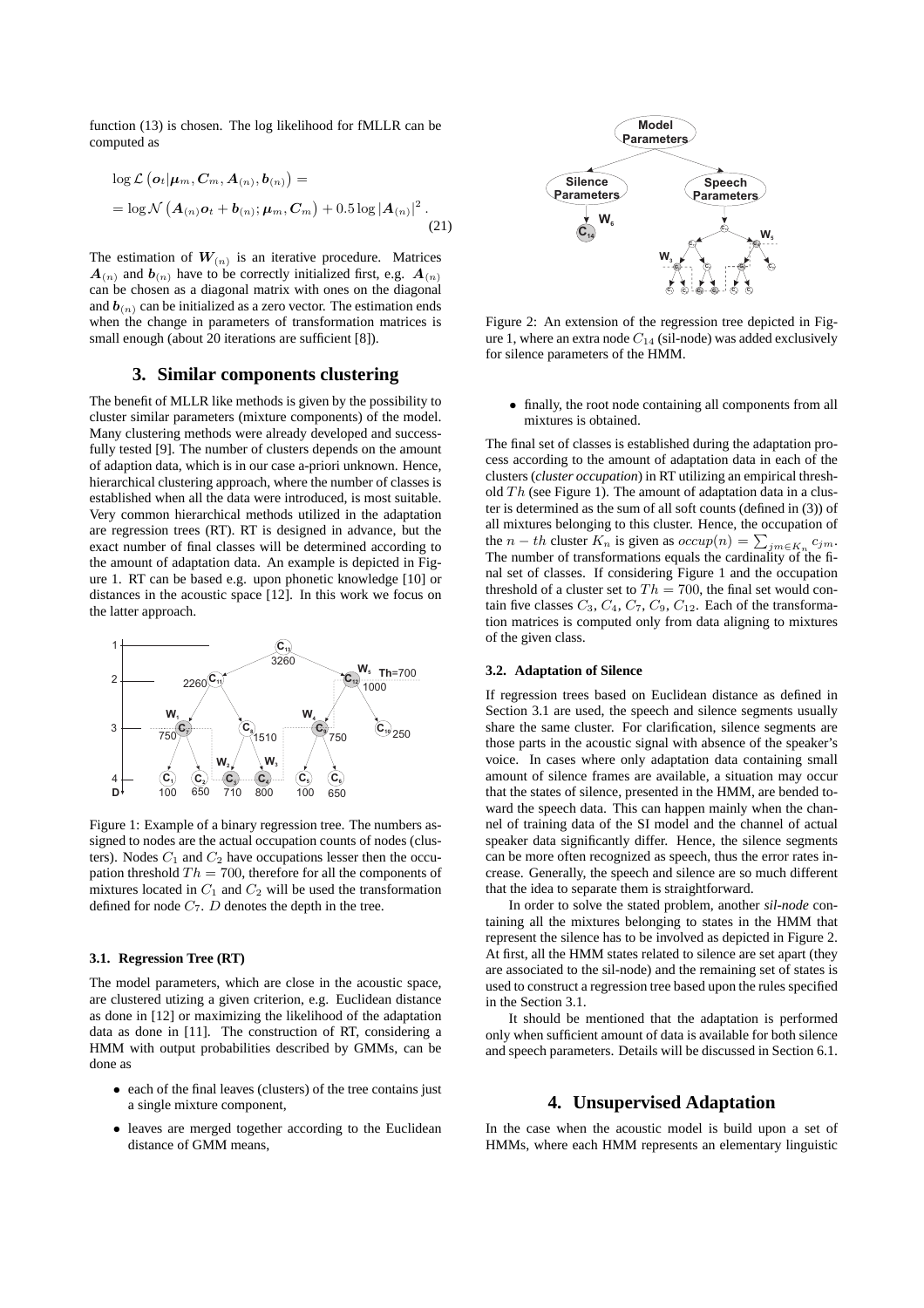function (13) is chosen. The log likelihood for fMLLR can be computed as

$$\log \mathcal{L}\left(\boldsymbol{o}_t|\boldsymbol{\mu}_m, \boldsymbol{C}_m, \boldsymbol{A}_{(n)}, \boldsymbol{b}_{(n)}\right) = \\ = \log \mathcal{N}\left(\boldsymbol{A}_{(n)}\boldsymbol{o}_t + \boldsymbol{b}_{(n)}; \boldsymbol{\mu}_m, \boldsymbol{C}_m\right) + 0.5 \log |\boldsymbol{A}_{(n)}|^2 . \tag{21}$$

The estimation of $\boldsymbol{W}_{(n)}$ is an iterative procedure. Matrices $\boldsymbol{A}_{(n)}$ and $\boldsymbol{b}_{(n)}$ have to be correctly initialized first, e.g. $\boldsymbol{A}_{(n)}$ can be chosen as a diagonal matrix with ones on the diagonal and $\boldsymbol{b}_{(n)}$ can be initialized as a zero vector. The estimation ends when the change in parameters of transformation matrices is small enough (about 20 iterations are sufficient [8]).

## 3. Similar components clustering

The benefit of MLLR like methods is given by the possibility to cluster similar parameters (mixture components) of the model. Many clustering methods were already developed and successfully tested [9]. The number of clusters depends on the amount of adaption data, which is in our case a-priori unknown. Hence, hierarchical clustering approach, where the number of classes is established when all the data were introduced, is most suitable. Very common hierarchical methods utilized in the adaptation are regression trees (RT). RT is designed in advance, but the exact number of final classes will be determined according to the amount of adaptation data. An example is depicted in Figure 1. RT can be based e.g. upon phonetic knowledge [10] or distances in the acoustic space [12]. In this work we focus on the latter approach.

Figure 1: Example of a binary regression tree. The numbers assigned to nodes are the actual occupation counts of nodes (clusters). Nodes $C_1$ and $C_2$ have occupations lesser then the occupation threshold $Th = 700$, therefore for all the components of mixtures located in $C_1$ and $C_2$ will be used the transformation defined for node $C_7$. $D$ denotes the depth in the tree.

### 3.1. Regression Tree (RT)

The model parameters, which are close in the acoustic space, are clustered utizing a given criterion, e.g. Euclidean distance as done in [12] or maximizing the likelihood of the adaptation data as done in [11]. The construction of RT, considering a HMM with output probabilities described by GMMs, can be done as

- each of the final leaves (clusters) of the tree contains just a single mixture component,
- leaves are merged together according to the Euclidean distance of GMM means,
- finally, the root node containing all components from all mixtures is obtained.

Figure 2: An extension of the regression tree depicted in Figure 1, where an extra node $C_{14}$ (sil-node) was added exclusively for silence parameters of the HMM.

The final set of classes is established during the adaptation process according to the amount of adaptation data in each of the clusters (*cluster occupation*) in RT utilizing an empirical threshold $Th$ (see Figure 1). The amount of adaptation data in a cluster is determined as the sum of all soft counts (defined in (3)) of all mixtures belonging to this cluster. Hence, the occupation of the $n-th$ cluster $K_n$ is given as $occup(n) = \sum_{jm \in K_n} c_{jm}$. The number of transformations equals the cardinality of the final set of classes. If considering Figure 1 and the occupation threshold of a cluster set to $Th = 700$, the final set would contain five classes $C_3$, $C_4$, $C_7$, $C_9$, $C_{12}$. Each of the transformation matrices is computed only from data aligning to mixtures of the given class.

### 3.2. Adaptation of Silence

If regression trees based on Euclidean distance as defined in Section 3.1 are used, the speech and silence segments usually share the same cluster. For clarification, silence segments are those parts in the acoustic signal with absence of the speaker's voice. In cases where only adaptation data containing small amount of silence frames are available, a situation may occur that the states of silence, presented in the HMM, are bended toward the speech data. This can happen mainly when the channel of training data of the SI model and the channel of actual speaker data significantly differ. Hence, the silence segments can be more often recognized as speech, thus the error rates increase. Generally, the speech and silence are so much different that the idea to separate them is straightforward.

In order to solve the stated problem, another *sil-node* containing all the mixtures belonging to states in the HMM that represent the silence has to be involved as depicted in Figure 2. At first, all the HMM states related to silence are set apart (they are associated to the sil-node) and the remaining set of states is used to construct a regression tree based upon the rules specified in the Section 3.1.

It should be mentioned that the adaptation is performed only when sufficient amount of data is available for both silence and speech parameters. Details will be discussed in Section 6.1.

## 4. Unsupervised Adaptation

In the case when the acoustic model is build upon a set of HMMs, where each HMM represents an elementary linguistic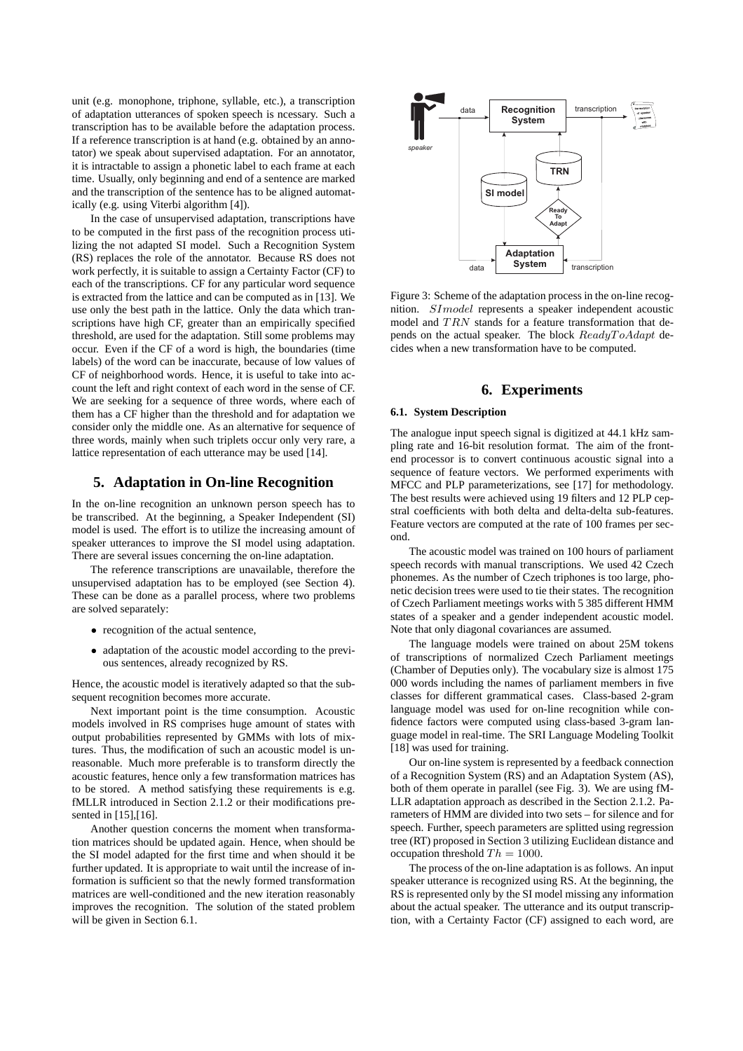unit (e.g. monophone, triphone, syllable, etc.), a transcription of adaptation utterances of spoken speech is ncessary. Such a transcription has to be available before the adaptation process. If a reference transcription is at hand (e.g. obtained by an annotator) we speak about supervised adaptation. For an annotator, it is intractable to assign a phonetic label to each frame at each time. Usually, only beginning and end of a sentence are marked and the transcription of the sentence has to be aligned automatically (e.g. using Viterbi algorithm [4]).

In the case of unsupervised adaptation, transcriptions have to be computed in the first pass of the recognition process utilizing the not adapted SI model. Such a Recognition System (RS) replaces the role of the annotator. Because RS does not work perfectly, it is suitable to assign a Certainty Factor (CF) to each of the transcriptions. CF for any particular word sequence is extracted from the lattice and can be computed as in [13]. We use only the best path in the lattice. Only the data which transcriptions have high CF, greater than an empirically specified threshold, are used for the adaptation. Still some problems may occur. Even if the CF of a word is high, the boundaries (time labels) of the word can be inaccurate, because of low values of CF of neighborhood words. Hence, it is useful to take into account the left and right context of each word in the sense of CF. We are seeking for a sequence of three words, where each of them has a CF higher than the threshold and for adaptation we consider only the middle one. As an alternative for sequence of three words, mainly when such triplets occur only very rare, a lattice representation of each utterance may be used [14].

## 5. Adaptation in On-line Recognition

In the on-line recognition an unknown person speech has to be transcribed. At the beginning, a Speaker Independent (SI) model is used. The effort is to utilize the increasing amount of speaker utterances to improve the SI model using adaptation. There are several issues concerning the on-line adaptation.

The reference transcriptions are unavailable, therefore the unsupervised adaptation has to be employed (see Section 4). These can be done as a parallel process, where two problems are solved separately:

- recognition of the actual sentence,
- adaptation of the acoustic model according to the previous sentences, already recognized by RS.

Hence, the acoustic model is iteratively adapted so that the subsequent recognition becomes more accurate.

Next important point is the time consumption. Acoustic models involved in RS comprises huge amount of states with output probabilities represented by GMMs with lots of mixtures. Thus, the modification of such an acoustic model is unreasonable. Much more preferable is to transform directly the acoustic features, hence only a few transformation matrices has to be stored. A method satisfying these requirements is e.g. fMLLR introduced in Section 2.1.2 or their modifications presented in [15],[16].

Another question concerns the moment when transformation matrices should be updated again. Hence, when should be the SI model adapted for the first time and when should it be further updated. It is appropriate to wait until the increase of information is sufficient so that the newly formed transformation matrices are well-conditioned and the new iteration reasonably improves the recognition. The solution of the stated problem will be given in Section 6.1.

Figure 3: Scheme of the adaptation process in the on-line recognition. $SImodel$ represents a speaker independent acoustic model and $TRN$ stands for a feature transformation that depends on the actual speaker. The block $ReadyToAdapt$ decides when a new transformation have to be computed.

## 6. Experiments

### 6.1. System Description

The analogue input speech signal is digitized at 44.1 kHz sampling rate and 16-bit resolution format. The aim of the front-end processor is to convert continuous acoustic signal into a sequence of feature vectors. We performed experiments with MFCC and PLP parameterizations, see [17] for methodology. The best results were achieved using 19 filters and 12 PLP cepstral coefficients with both delta and delta-delta sub-features. Feature vectors are computed at the rate of 100 frames per second.

The acoustic model was trained on 100 hours of parliament speech records with manual transcriptions. We used 42 Czech phonemes. As the number of Czech triphones is too large, phonetic decision trees were used to tie their states. The recognition of Czech Parliament meetings works with 5 385 different HMM states of a speaker and a gender independent acoustic model. Note that only diagonal covariances are assumed.

The language models were trained on about 25M tokens of transcriptions of normalized Czech Parliament meetings (Chamber of Deputies only). The vocabulary size is almost 175 000 words including the names of parliament members in five classes for different grammatical cases. Class-based 2-gram language model was used for on-line recognition while confidence factors were computed using class-based 3-gram language model in real-time. The SRI Language Modeling Toolkit [18] was used for training.

Our on-line system is represented by a feedback connection of a Recognition System (RS) and an Adaptation System (AS), both of them operate in parallel (see Fig. 3). We are using fMLLR adaptation approach as described in the Section 2.1.2. Parameters of HMM are divided into two sets – for silence and for speech. Further, speech parameters are splitted using regression tree (RT) proposed in Section 3 utilizing Euclidean distance and occupation threshold $Th = 1000$.

The process of the on-line adaptation is as follows. An input speaker utterance is recognized using RS. At the beginning, the RS is represented only by the SI model missing any information about the actual speaker. The utterance and its output transcription, with a Certainty Factor (CF) assigned to each word, are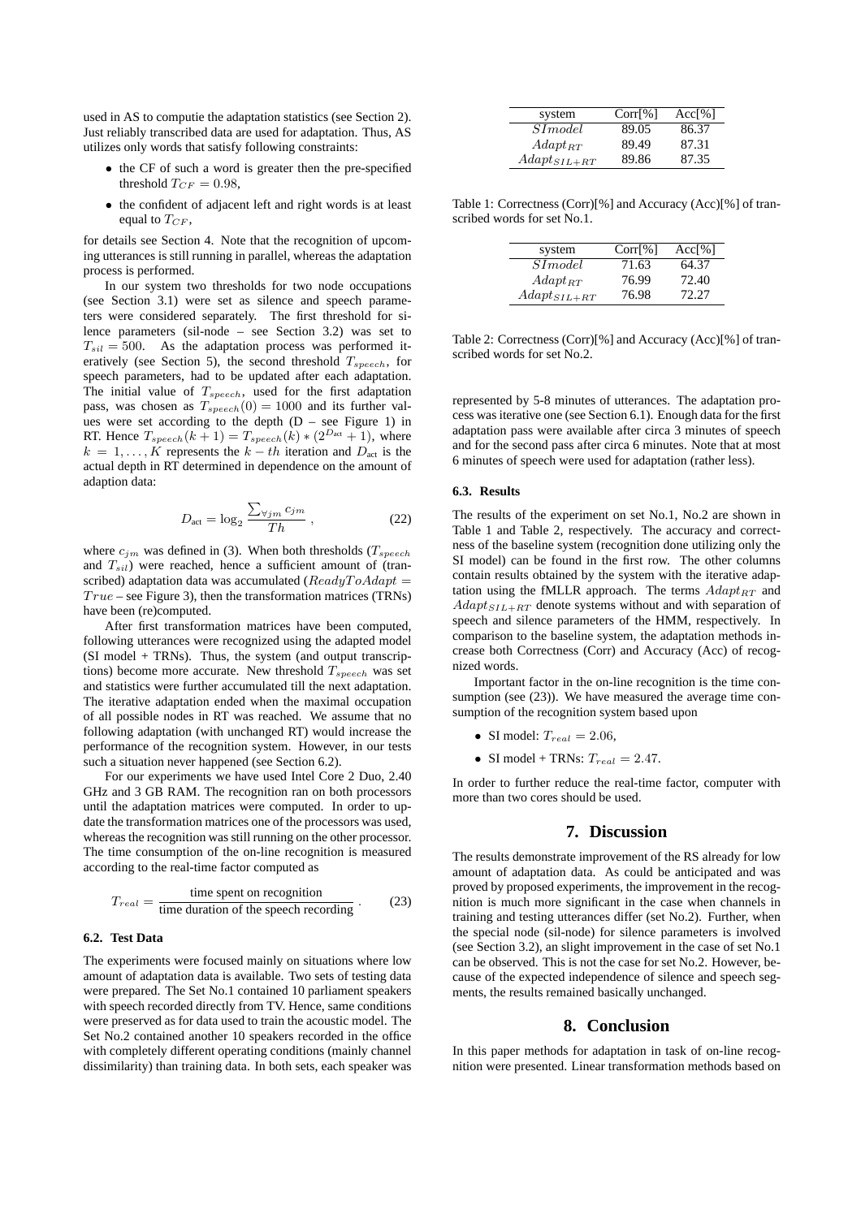used in AS to computie the adaptation statistics (see Section 2). Just reliably transcribed data are used for adaptation. Thus, AS utilizes only words that satisfy following constraints:

- the CF of such a word is greater then the pre-specified threshold $T_{CF} = 0.98$,
- the confident of adjacent left and right words is at least equal to $T_{CF}$,

for details see Section 4. Note that the recognition of upcoming utterances is still running in parallel, whereas the adaptation process is performed.

In our system two thresholds for two node occupations (see Section 3.1) were set as silence and speech parameters were considered separately. The first threshold for silence parameters (sil-node – see Section 3.2) was set to $T_{sil} = 500$. As the adaptation process was performed iteratively (see Section 5), the second threshold $T_{speech}$, for speech parameters, had to be updated after each adaptation. The initial value of $T_{speech}$, used for the first adaptation pass, was chosen as $T_{speech}(0) = 1000$ and its further values were set according to the depth (D – see Figure 1) in RT. Hence $T_{speech}(k+1) = T_{speech}(k) * (2^{D_{\text{act}}} + 1)$, where $k = 1, \ldots, K$ represents the $k - th$ iteration and $D_{\text{act}}$ is the actual depth in RT determined in dependence on the amount of adaption data:

$$D_{\text{act}} = \log_2 \frac{\sum_{\forall jm} c_{jm}}{Th} , \qquad (22)$$

where $c_{jm}$ was defined in (3). When both thresholds ($T_{speech}$ and $T_{sil}$) were reached, hence a sufficient amount of (transcribed) adaptation data was accumulated ($ReadyToAdapt = True$ – see Figure 3), then the transformation matrices (TRNs) have been (re)computed.

After first transformation matrices have been computed, following utterances were recognized using the adapted model (SI model + TRNs). Thus, the system (and output transcriptions) become more accurate. New threshold $T_{speech}$ was set and statistics were further accumulated till the next adaptation. The iterative adaptation ended when the maximal occupation of all possible nodes in RT was reached. We assume that no following adaptation (with unchanged RT) would increase the performance of the recognition system. However, in our tests such a situation never happened (see Section 6.2).

For our experiments we have used Intel Core 2 Duo, 2.40 GHz and 3 GB RAM. The recognition ran on both processors until the adaptation matrices were computed. In order to update the transformation matrices one of the processors was used, whereas the recognition was still running on the other processor. The time consumption of the on-line recognition is measured according to the real-time factor computed as

$$T_{real} = \frac{\text{time spent on recognition}}{\text{time duration of the speech recording}} . \qquad (23)$$

### 6.2. Test Data

The experiments were focused mainly on situations where low amount of adaptation data is available. Two sets of testing data were prepared. The Set No.1 contained 10 parliament speakers with speech recorded directly from TV. Hence, same conditions were preserved as for data used to train the acoustic model. The Set No.2 contained another 10 speakers recorded in the office with completely different operating conditions (mainly channel dissimilarity) than training data. In both sets, each speaker was represented by 5-8 minutes of utterances. The adaptation process was iterative one (see Section 6.1). Enough data for the first adaptation pass were available after circa 3 minutes of speech and for the second pass after circa 6 minutes. Note that at most 6 minutes of speech were used for adaptation (rather less).

| system | Corr[%] | Acc[%] |
|---|---|---|
| $SImodel$ | 89.05 | 86.37 |
| $Adapt_{RT}$ | 89.49 | 87.31 |
| $Adapt_{SIL+RT}$ | 89.86 | 87.35 |

Table 1: Correctness (Corr)[%] and Accuracy (Acc)[%] of transcribed words for set No.1.

| system | Corr[%] | Acc[%] |
|---|---|---|
| $SImodel$ | 71.63 | 64.37 |
| $Adapt_{RT}$ | 76.99 | 72.40 |
| $Adapt_{SIL+RT}$ | 76.98 | 72.27 |

Table 2: Correctness (Corr)[%] and Accuracy (Acc)[%] of transcribed words for set No.2.

### 6.3. Results

The results of the experiment on set No.1, No.2 are shown in Table 1 and Table 2, respectively. The accuracy and correctness of the baseline system (recognition done utilizing only the SI model) can be found in the first row. The other columns contain results obtained by the system with the iterative adaptation using the fMLLR approach. The terms $Adapt_{RT}$ and $Adapt_{SIL+RT}$ denote systems without and with separation of speech and silence parameters of the HMM, respectively. In comparison to the baseline system, the adaptation methods increase both Correctness (Corr) and Accuracy (Acc) of recognized words.

Important factor in the on-line recognition is the time consumption (see (23)). We have measured the average time consumption of the recognition system based upon

- SI model: $T_{real} = 2.06$,
- SI model + TRNs: $T_{real} = 2.47$.

In order to further reduce the real-time factor, computer with more than two cores should be used.

## 7. Discussion

The results demonstrate improvement of the RS already for low amount of adaptation data. As could be anticipated and was proved by proposed experiments, the improvement in the recognition is much more significant in the case when channels in training and testing utterances differ (set No.2). Further, when the special node (sil-node) for silence parameters is involved (see Section 3.2), an slight improvement in the case of set No.1 can be observed. This is not the case for set No.2. However, because of the expected independence of silence and speech segments, the results remained basically unchanged.

## 8. Conclusion

In this paper methods for adaptation in task of on-line recognition were presented. Linear transformation methods based on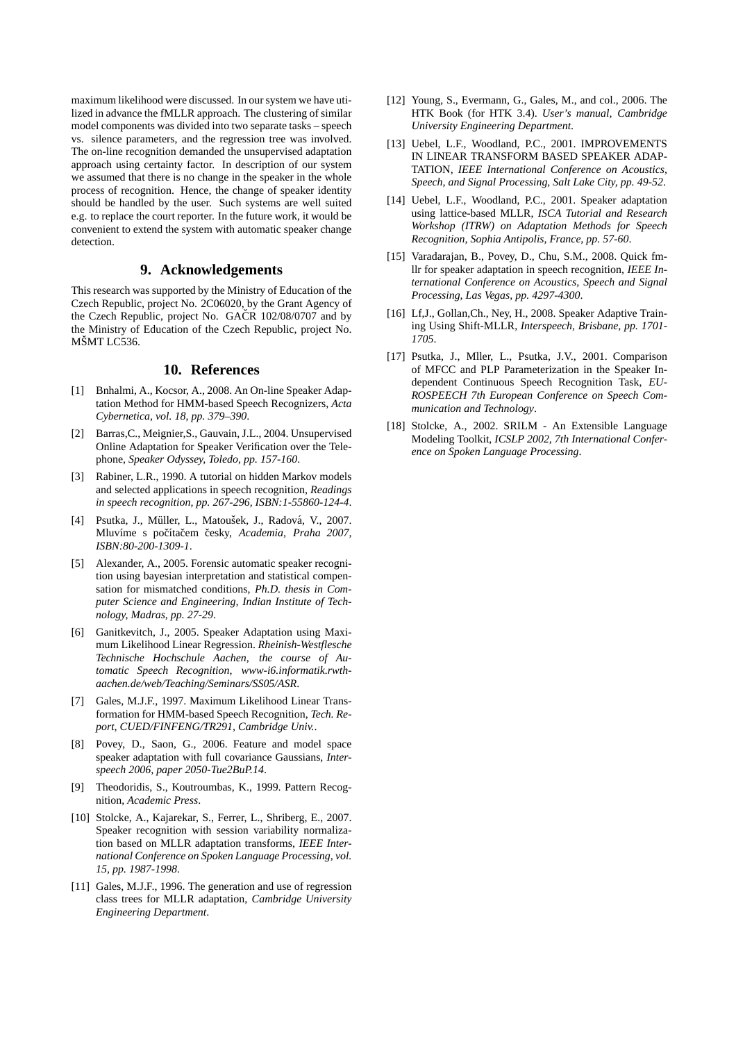maximum likelihood were discussed. In our system we have utilized in advance the fMLLR approach. The clustering of similar model components was divided into two separate tasks – speech vs. silence parameters, and the regression tree was involved. The on-line recognition demanded the unsupervised adaptation approach using certainty factor. In description of our system we assumed that there is no change in the speaker in the whole process of recognition. Hence, the change of speaker identity should be handled by the user. Such systems are well suited e.g. to replace the court reporter. In the future work, it would be convenient to extend the system with automatic speaker change detection.

## 9. Acknowledgements

This research was supported by the Ministry of Education of the Czech Republic, project No. 2C06020, by the Grant Agency of the Czech Republic, project No. GAČR 102/08/0707 and by the Ministry of Education of the Czech Republic, project No. MŠMT LC536.

## 10. References

[1] Bnhalmi, A., Kocsor, A., 2008. An On-line Speaker Adaptation Method for HMM-based Speech Recognizers, *Acta Cybernetica, vol. 18, pp. 379–390*.

[2] Barras,C., Meignier,S., Gauvain, J.L., 2004. Unsupervised Online Adaptation for Speaker Verification over the Telephone, *Speaker Odyssey, Toledo, pp. 157-160*.

[3] Rabiner, L.R., 1990. A tutorial on hidden Markov models and selected applications in speech recognition, *Readings in speech recognition, pp. 267-296, ISBN:1-55860-124-4*.

[4] Psutka, J., Müller, L., Matoušek, J., Radová, V., 2007. Mluvíme s počítačem česky, *Academia, Praha 2007, ISBN:80-200-1309-1*.

[5] Alexander, A., 2005. Forensic automatic speaker recognition using bayesian interpretation and statistical compensation for mismatched conditions, *Ph.D. thesis in Computer Science and Engineering, Indian Institute of Technology, Madras, pp. 27-29*.

[6] Ganitkevitch, J., 2005. Speaker Adaptation using Maximum Likelihood Linear Regression. *Rheinish-Westflesche Technische Hochschule Aachen, the course of Automatic Speech Recognition, www-i6.informatik.rwth-aachen.de/web/Teaching/Seminars/SS05/ASR*.

[7] Gales, M.J.F., 1997. Maximum Likelihood Linear Transformation for HMM-based Speech Recognition, *Tech. Report, CUED/FINFENG/TR291, Cambridge Univ.*.

[8] Povey, D., Saon, G., 2006. Feature and model space speaker adaptation with full covariance Gaussians, *Interspeech 2006, paper 2050-Tue2BuP.14*.

[9] Theodoridis, S., Koutroumbas, K., 1999. Pattern Recognition, *Academic Press*.

[10] Stolcke, A., Kajarekar, S., Ferrer, L., Shriberg, E., 2007. Speaker recognition with session variability normalization based on MLLR adaptation transforms, *IEEE International Conference on Spoken Language Processing, vol. 15, pp. 1987-1998*.

[11] Gales, M.J.F., 1996. The generation and use of regression class trees for MLLR adaptation, *Cambridge University Engineering Department*.

[12] Young, S., Evermann, G., Gales, M., and col., 2006. The HTK Book (for HTK 3.4). *User's manual, Cambridge University Engineering Department.*

[13] Uebel, L.F., Woodland, P.C., 2001. IMPROVEMENTS IN LINEAR TRANSFORM BASED SPEAKER ADAPTATION, *IEEE International Conference on Acoustics, Speech, and Signal Processing, Salt Lake City, pp. 49-52*.

[14] Uebel, L.F., Woodland, P.C., 2001. Speaker adaptation using lattice-based MLLR, *ISCA Tutorial and Research Workshop (ITRW) on Adaptation Methods for Speech Recognition, Sophia Antipolis, France, pp. 57-60*.

[15] Varadarajan, B., Povey, D., Chu, S.M., 2008. Quick fmllr for speaker adaptation in speech recognition, *IEEE International Conference on Acoustics, Speech and Signal Processing, Las Vegas, pp. 4297-4300*.

[16] Lf,J., Gollan,Ch., Ney, H., 2008. Speaker Adaptive Training Using Shift-MLLR, *Interspeech, Brisbane, pp. 1701-1705*.

[17] Psutka, J., Mller, L., Psutka, J.V., 2001. Comparison of MFCC and PLP Parameterization in the Speaker Independent Continuous Speech Recognition Task, *EUROSPEECH 7th European Conference on Speech Communication and Technology*.

[18] Stolcke, A., 2002. SRILM - An Extensible Language Modeling Toolkit, *ICSLP 2002, 7th International Conference on Spoken Language Processing*.